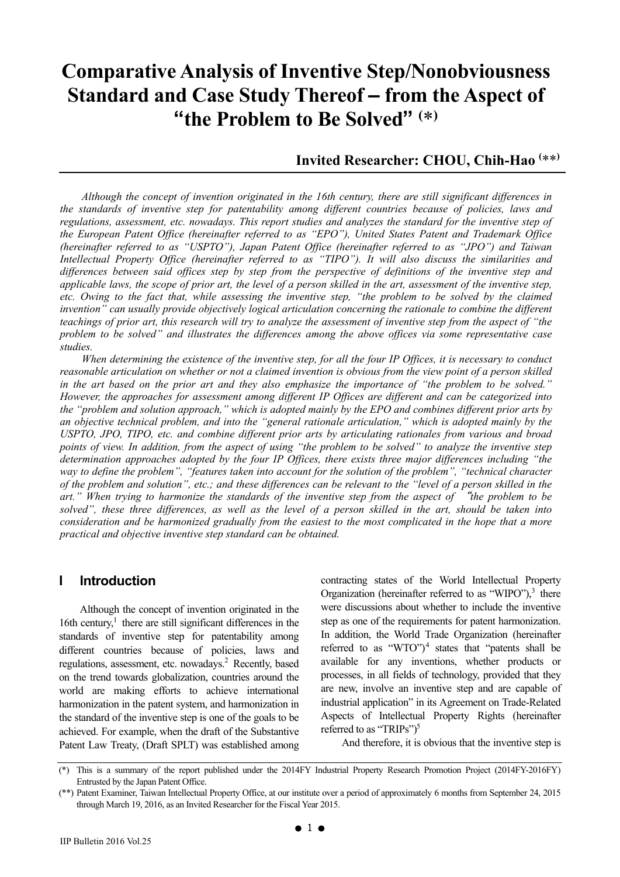# Comparative Analysis of Inventive Step/Nonobviousness Standard and Case Study Thereof – from the Aspect of "the Problem to Be Solved" (*)

**Invited Researcher: CHOU, Chih-Hao (**)**

*Although the concept of invention originated in the 16th century, there are still significant differences in the standards of inventive step for patentability among different countries because of policies, laws and regulations, assessment, etc. nowadays. This report studies and analyzes the standard for the inventive step of the European Patent Office (hereinafter referred to as "EPO"), United States Patent and Trademark Office (hereinafter referred to as "USPTO"), Japan Patent Office (hereinafter referred to as "JPO") and Taiwan Intellectual Property Office (hereinafter referred to as "TIPO"). It will also discuss the similarities and differences between said offices step by step from the perspective of definitions of the inventive step and applicable laws, the scope of prior art, the level of a person skilled in the art, assessment of the inventive step, etc. Owing to the fact that, while assessing the inventive step, "the problem to be solved by the claimed invention" can usually provide objectively logical articulation concerning the rationale to combine the different teachings of prior art, this research will try to analyze the assessment of inventive step from the aspect of "the problem to be solved" and illustrates the differences among the above offices via some representative case studies.*

*When determining the existence of the inventive step, for all the four IP Offices, it is necessary to conduct reasonable articulation on whether or not a claimed invention is obvious from the view point of a person skilled in the art based on the prior art and they also emphasize the importance of "the problem to be solved." However, the approaches for assessment among different IP Offices are different and can be categorized into the "problem and solution approach," which is adopted mainly by the EPO and combines different prior arts by an objective technical problem, and into the "general rationale articulation," which is adopted mainly by the USPTO, JPO, TIPO, etc. and combine different prior arts by articulating rationales from various and broad points of view. In addition, from the aspect of using "the problem to be solved" to analyze the inventive step determination approaches adopted by the four IP Offices, there exists three major differences including "the way to define the problem", "features taken into account for the solution of the problem", "technical character of the problem and solution", etc.; and these differences can be relevant to the "level of a person skilled in the art." When trying to harmonize the standards of the inventive step from the aspect of "the problem to be solved", these three differences, as well as the level of a person skilled in the art, should be taken into consideration and be harmonized gradually from the easiest to the most complicated in the hope that a more practical and objective inventive step standard can be obtained.*

## I Introduction

Although the concept of invention originated in the 16th century,[1] there are still significant differences in the standards of inventive step for patentability among different countries because of policies, laws and regulations, assessment, etc. nowadays.[2] Recently, based on the trend towards globalization, countries around the world are making efforts to achieve international harmonization in the patent system, and harmonization in the standard of the inventive step is one of the goals to be achieved. For example, when the draft of the Substantive Patent Law Treaty, (Draft SPLT) was established among contracting states of the World Intellectual Property Organization (hereinafter referred to as "WIPO"),[3] there were discussions about whether to include the inventive step as one of the requirements for patent harmonization. In addition, the World Trade Organization (hereinafter referred to as "WTO")[4] states that "patents shall be available for any inventions, whether products or processes, in all fields of technology, provided that they are new, involve an inventive step and are capable of industrial application" in its Agreement on Trade-Related Aspects of Intellectual Property Rights (hereinafter referred to as "TRIPs")[5]

And therefore, it is obvious that the inventive step is

(*) This is a summary of the report published under the 2014FY Industrial Property Research Promotion Project (2014FY-2016FY) Entrusted by the Japan Patent Office.

(**) Patent Examiner, Taiwan Intellectual Property Office, at our institute over a period of approximately 6 months from September 24, 2015 through March 19, 2016, as an Invited Researcher for the Fiscal Year 2015.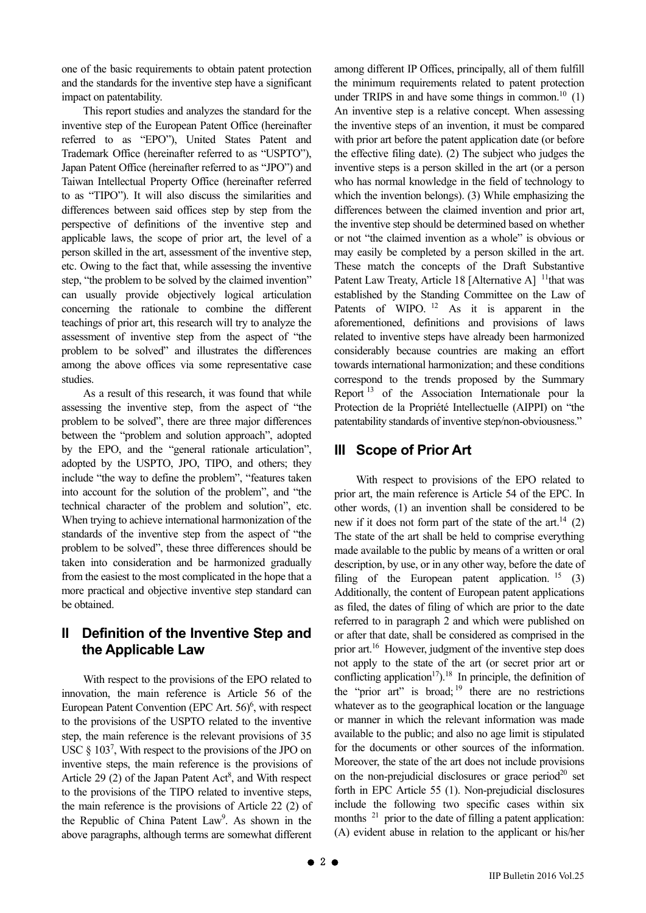one of the basic requirements to obtain patent protection and the standards for the inventive step have a significant impact on patentability.

This report studies and analyzes the standard for the inventive step of the European Patent Office (hereinafter referred to as "EPO"), United States Patent and Trademark Office (hereinafter referred to as "USPTO"), Japan Patent Office (hereinafter referred to as "JPO") and Taiwan Intellectual Property Office (hereinafter referred to as "TIPO"). It will also discuss the similarities and differences between said offices step by step from the perspective of definitions of the inventive step and applicable laws, the scope of prior art, the level of a person skilled in the art, assessment of the inventive step, etc. Owing to the fact that, while assessing the inventive step, "the problem to be solved by the claimed invention" can usually provide objectively logical articulation concerning the rationale to combine the different teachings of prior art, this research will try to analyze the assessment of inventive step from the aspect of "the problem to be solved" and illustrates the differences among the above offices via some representative case studies.

As a result of this research, it was found that while assessing the inventive step, from the aspect of "the problem to be solved", there are three major differences between the "problem and solution approach", adopted by the EPO, and the "general rationale articulation", adopted by the USPTO, JPO, TIPO, and others; they include "the way to define the problem", "features taken into account for the solution of the problem", and "the technical character of the problem and solution", etc. When trying to achieve international harmonization of the standards of the inventive step from the aspect of "the problem to be solved", these three differences should be taken into consideration and be harmonized gradually from the easiest to the most complicated in the hope that a more practical and objective inventive step standard can be obtained.

## II Definition of the Inventive Step and the Applicable Law

With respect to the provisions of the EPO related to innovation, the main reference is Article 56 of the European Patent Convention (EPC Art. 56)[6], with respect to the provisions of the USPTO related to the inventive step, the main reference is the relevant provisions of 35 USC § 103[7], With respect to the provisions of the JPO on inventive steps, the main reference is the provisions of Article 29 (2) of the Japan Patent Act[8], and With respect to the provisions of the TIPO related to inventive steps, the main reference is the provisions of Article 22 (2) of the Republic of China Patent Law[9]. As shown in the above paragraphs, although terms are somewhat different among different IP Offices, principally, all of them fulfill the minimum requirements related to patent protection under TRIPS in and have some things in common.[10] (1) An inventive step is a relative concept. When assessing the inventive steps of an invention, it must be compared with prior art before the patent application date (or before the effective filing date). (2) The subject who judges the inventive steps is a person skilled in the art (or a person who has normal knowledge in the field of technology to which the invention belongs). (3) While emphasizing the differences between the claimed invention and prior art, the inventive step should be determined based on whether or not "the claimed invention as a whole" is obvious or may easily be completed by a person skilled in the art. These match the concepts of the Draft Substantive Patent Law Treaty, Article 18 [Alternative A] [11]that was established by the Standing Committee on the Law of Patents of WIPO. [12] As it is apparent in the aforementioned, definitions and provisions of laws related to inventive steps have already been harmonized considerably because countries are making an effort towards international harmonization; and these conditions correspond to the trends proposed by the Summary Report [13] of the Association Internationale pour la Protection de la Propriété Intellectuelle (AIPPI) on "the patentability standards of inventive step/non-obviousness."

## III Scope of Prior Art

With respect to provisions of the EPO related to prior art, the main reference is Article 54 of the EPC. In other words, (1) an invention shall be considered to be new if it does not form part of the state of the art.[14] (2) The state of the art shall be held to comprise everything made available to the public by means of a written or oral description, by use, or in any other way, before the date of filing of the European patent application. [15] (3) Additionally, the content of European patent applications as filed, the dates of filing of which are prior to the date referred to in paragraph 2 and which were published on or after that date, shall be considered as comprised in the prior art.[16] However, judgment of the inventive step does not apply to the state of the art (or secret prior art or conflicting application[17]).[18] In principle, the definition of the "prior art" is broad; [19] there are no restrictions whatever as to the geographical location or the language or manner in which the relevant information was made available to the public; and also no age limit is stipulated for the documents or other sources of the information. Moreover, the state of the art does not include provisions on the non-prejudicial disclosures or grace period[20] set forth in EPC Article 55 (1). Non-prejudicial disclosures include the following two specific cases within six months [21] prior to the date of filling a patent application: (A) evident abuse in relation to the applicant or his/her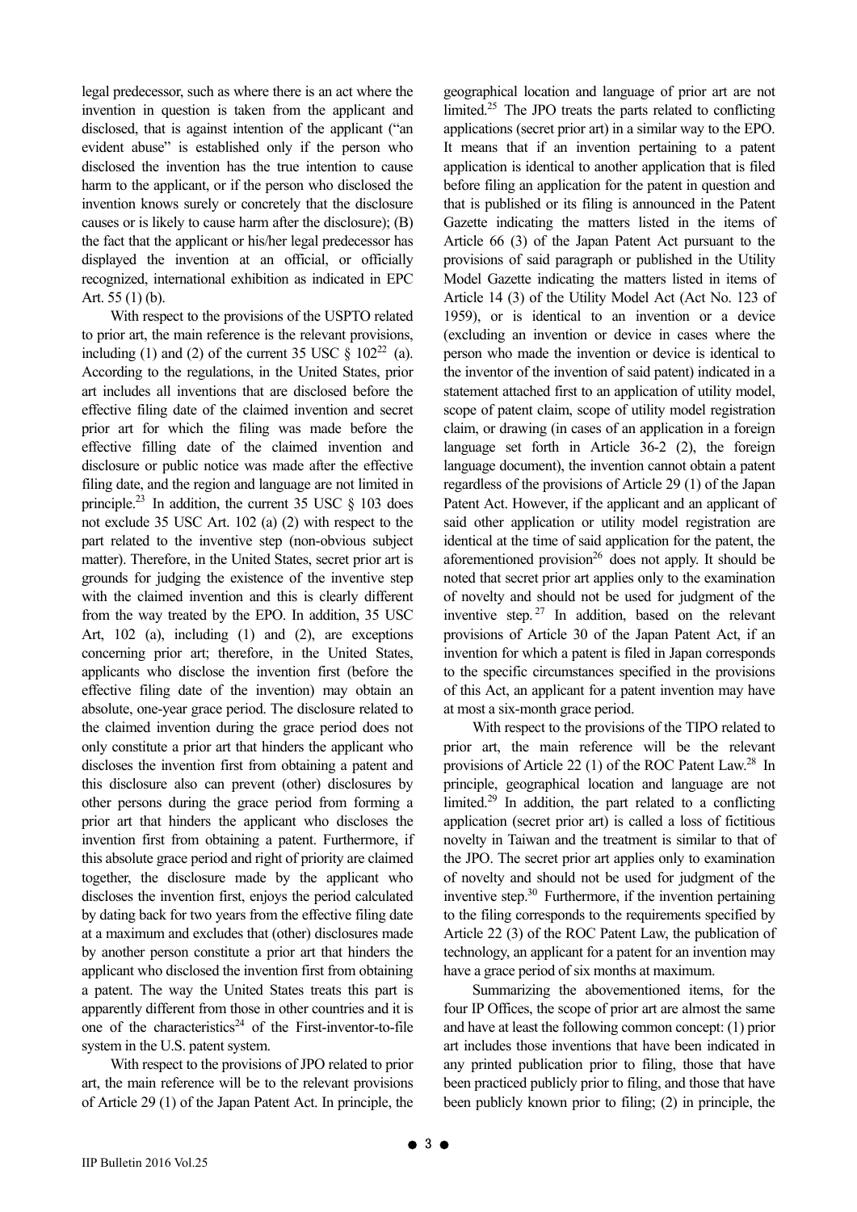legal predecessor, such as where there is an act where the invention in question is taken from the applicant and disclosed, that is against intention of the applicant ("an evident abuse" is established only if the person who disclosed the invention has the true intention to cause harm to the applicant, or if the person who disclosed the invention knows surely or concretely that the disclosure causes or is likely to cause harm after the disclosure); (B) the fact that the applicant or his/her legal predecessor has displayed the invention at an official, or officially recognized, international exhibition as indicated in EPC Art. 55 (1) (b).

With respect to the provisions of the USPTO related to prior art, the main reference is the relevant provisions, including (1) and (2) of the current 35 USC § 102[22] (a). According to the regulations, in the United States, prior art includes all inventions that are disclosed before the effective filing date of the claimed invention and secret prior art for which the filing was made before the effective filling date of the claimed invention and disclosure or public notice was made after the effective filing date, and the region and language are not limited in principle.[23] In addition, the current 35 USC § 103 does not exclude 35 USC Art. 102 (a) (2) with respect to the part related to the inventive step (non-obvious subject matter). Therefore, in the United States, secret prior art is grounds for judging the existence of the inventive step with the claimed invention and this is clearly different from the way treated by the EPO. In addition, 35 USC Art, 102 (a), including (1) and (2), are exceptions concerning prior art; therefore, in the United States, applicants who disclose the invention first (before the effective filing date of the invention) may obtain an absolute, one-year grace period. The disclosure related to the claimed invention during the grace period does not only constitute a prior art that hinders the applicant who discloses the invention first from obtaining a patent and this disclosure also can prevent (other) disclosures by other persons during the grace period from forming a prior art that hinders the applicant who discloses the invention first from obtaining a patent. Furthermore, if this absolute grace period and right of priority are claimed together, the disclosure made by the applicant who discloses the invention first, enjoys the period calculated by dating back for two years from the effective filing date at a maximum and excludes that (other) disclosures made by another person constitute a prior art that hinders the applicant who disclosed the invention first from obtaining a patent. The way the United States treats this part is apparently different from those in other countries and it is one of the characteristics[24] of the First-inventor-to-file system in the U.S. patent system.

With respect to the provisions of JPO related to prior art, the main reference will be to the relevant provisions of Article 29 (1) of the Japan Patent Act. In principle, the geographical location and language of prior art are not limited.[25] The JPO treats the parts related to conflicting applications (secret prior art) in a similar way to the EPO. It means that if an invention pertaining to a patent application is identical to another application that is filed before filing an application for the patent in question and that is published or its filing is announced in the Patent Gazette indicating the matters listed in the items of Article 66 (3) of the Japan Patent Act pursuant to the provisions of said paragraph or published in the Utility Model Gazette indicating the matters listed in items of Article 14 (3) of the Utility Model Act (Act No. 123 of 1959), or is identical to an invention or a device (excluding an invention or device in cases where the person who made the invention or device is identical to the inventor of the invention of said patent) indicated in a statement attached first to an application of utility model, scope of patent claim, scope of utility model registration claim, or drawing (in cases of an application in a foreign language set forth in Article 36-2 (2), the foreign language document), the invention cannot obtain a patent regardless of the provisions of Article 29 (1) of the Japan Patent Act. However, if the applicant and an applicant of said other application or utility model registration are identical at the time of said application for the patent, the aforementioned provision[26] does not apply. It should be noted that secret prior art applies only to the examination of novelty and should not be used for judgment of the inventive step.[27] In addition, based on the relevant provisions of Article 30 of the Japan Patent Act, if an invention for which a patent is filed in Japan corresponds to the specific circumstances specified in the provisions of this Act, an applicant for a patent invention may have at most a six-month grace period.

With respect to the provisions of the TIPO related to prior art, the main reference will be the relevant provisions of Article 22 (1) of the ROC Patent Law.[28] In principle, geographical location and language are not limited.[29] In addition, the part related to a conflicting application (secret prior art) is called a loss of fictitious novelty in Taiwan and the treatment is similar to that of the JPO. The secret prior art applies only to examination of novelty and should not be used for judgment of the inventive step.[30] Furthermore, if the invention pertaining to the filing corresponds to the requirements specified by Article 22 (3) of the ROC Patent Law, the publication of technology, an applicant for a patent for an invention may have a grace period of six months at maximum.

Summarizing the abovementioned items, for the four IP Offices, the scope of prior art are almost the same and have at least the following common concept: (1) prior art includes those inventions that have been indicated in any printed publication prior to filing, those that have been practiced publicly prior to filing, and those that have been publicly known prior to filing; (2) in principle, the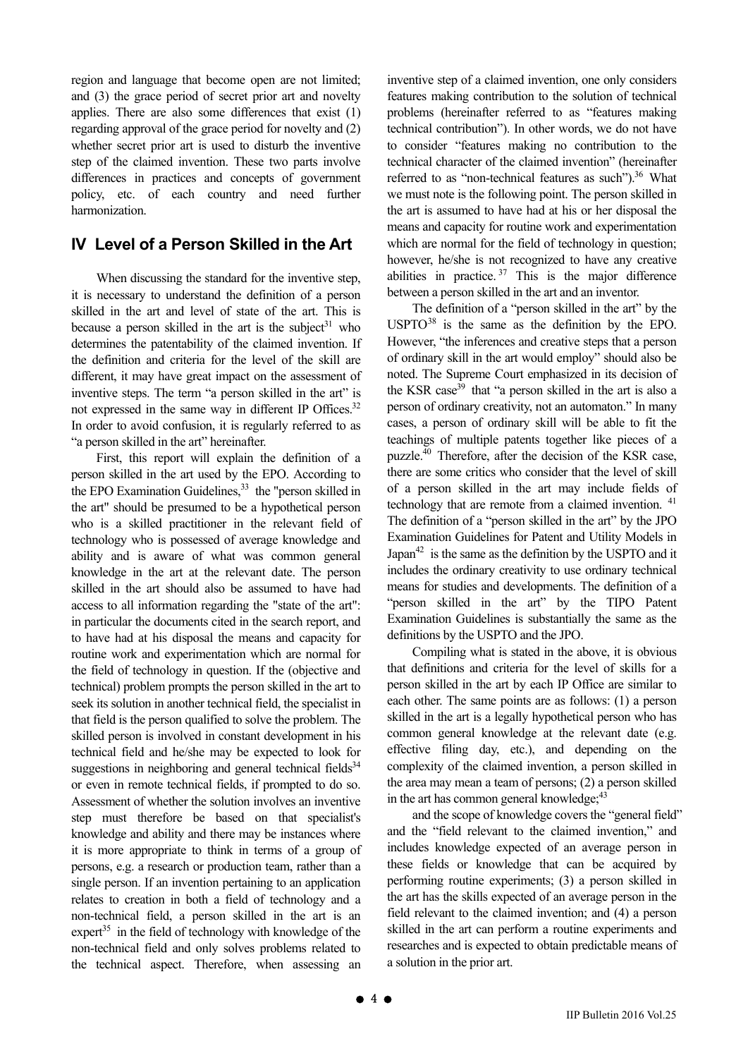region and language that become open are not limited; and (3) the grace period of secret prior art and novelty applies. There are also some differences that exist (1) regarding approval of the grace period for novelty and (2) whether secret prior art is used to disturb the inventive step of the claimed invention. These two parts involve differences in practices and concepts of government policy, etc. of each country and need further harmonization.

## IV Level of a Person Skilled in the Art

When discussing the standard for the inventive step, it is necessary to understand the definition of a person skilled in the art and level of state of the art. This is because a person skilled in the art is the subject[31] who determines the patentability of the claimed invention. If the definition and criteria for the level of the skill are different, it may have great impact on the assessment of inventive steps. The term "a person skilled in the art" is not expressed in the same way in different IP Offices.[32] In order to avoid confusion, it is regularly referred to as "a person skilled in the art" hereinafter.

First, this report will explain the definition of a person skilled in the art used by the EPO. According to the EPO Examination Guidelines,[33] the "person skilled in the art" should be presumed to be a hypothetical person who is a skilled practitioner in the relevant field of technology who is possessed of average knowledge and ability and is aware of what was common general knowledge in the art at the relevant date. The person skilled in the art should also be assumed to have had access to all information regarding the "state of the art": in particular the documents cited in the search report, and to have had at his disposal the means and capacity for routine work and experimentation which are normal for the field of technology in question. If the (objective and technical) problem prompts the person skilled in the art to seek its solution in another technical field, the specialist in that field is the person qualified to solve the problem. The skilled person is involved in constant development in his technical field and he/she may be expected to look for suggestions in neighboring and general technical fields[34] or even in remote technical fields, if prompted to do so. Assessment of whether the solution involves an inventive step must therefore be based on that specialist's knowledge and ability and there may be instances where it is more appropriate to think in terms of a group of persons, e.g. a research or production team, rather than a single person. If an invention pertaining to an application relates to creation in both a field of technology and a non-technical field, a person skilled in the art is an expert[35] in the field of technology with knowledge of the non-technical field and only solves problems related to the technical aspect. Therefore, when assessing an inventive step of a claimed invention, one only considers features making contribution to the solution of technical problems (hereinafter referred to as "features making technical contribution"). In other words, we do not have to consider "features making no contribution to the technical character of the claimed invention" (hereinafter referred to as "non-technical features as such").[36] What we must note is the following point. The person skilled in the art is assumed to have had at his or her disposal the means and capacity for routine work and experimentation which are normal for the field of technology in question; however, he/she is not recognized to have any creative abilities in practice.[37] This is the major difference between a person skilled in the art and an inventor.

The definition of a "person skilled in the art" by the USPTO[38] is the same as the definition by the EPO. However, "the inferences and creative steps that a person of ordinary skill in the art would employ" should also be noted. The Supreme Court emphasized in its decision of the KSR case[39] that "a person skilled in the art is also a person of ordinary creativity, not an automaton." In many cases, a person of ordinary skill will be able to fit the teachings of multiple patents together like pieces of a puzzle.[40] Therefore, after the decision of the KSR case, there are some critics who consider that the level of skill of a person skilled in the art may include fields of technology that are remote from a claimed invention.[41] The definition of a "person skilled in the art" by the JPO Examination Guidelines for Patent and Utility Models in Japan[42] is the same as the definition by the USPTO and it includes the ordinary creativity to use ordinary technical means for studies and developments. The definition of a "person skilled in the art" by the TIPO Patent Examination Guidelines is substantially the same as the definitions by the USPTO and the JPO.

Compiling what is stated in the above, it is obvious that definitions and criteria for the level of skills for a person skilled in the art by each IP Office are similar to each other. The same points are as follows: (1) a person skilled in the art is a legally hypothetical person who has common general knowledge at the relevant date (e.g. effective filing day, etc.), and depending on the complexity of the claimed invention, a person skilled in the area may mean a team of persons; (2) a person skilled in the art has common general knowledge;[43]

and the scope of knowledge covers the "general field" and the "field relevant to the claimed invention," and includes knowledge expected of an average person in these fields or knowledge that can be acquired by performing routine experiments; (3) a person skilled in the art has the skills expected of an average person in the field relevant to the claimed invention; and (4) a person skilled in the art can perform a routine experiments and researches and is expected to obtain predictable means of a solution in the prior art.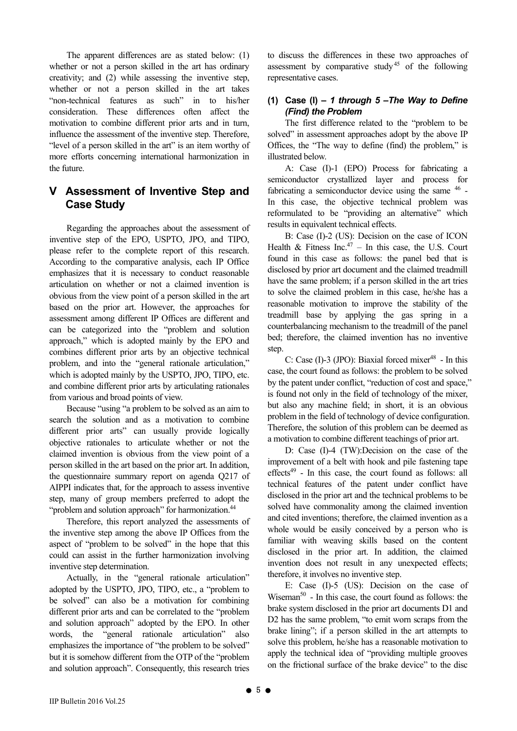The apparent differences are as stated below: (1) whether or not a person skilled in the art has ordinary creativity; and (2) while assessing the inventive step, whether or not a person skilled in the art takes "non-technical features as such" in to his/her consideration. These differences often affect the motivation to combine different prior arts and in turn, influence the assessment of the inventive step. Therefore, "level of a person skilled in the art" is an item worthy of more efforts concerning international harmonization in the future.

## V Assessment of Inventive Step and Case Study

Regarding the approaches about the assessment of inventive step of the EPO, USPTO, JPO, and TIPO, please refer to the complete report of this research. According to the comparative analysis, each IP Office emphasizes that it is necessary to conduct reasonable articulation on whether or not a claimed invention is obvious from the view point of a person skilled in the art based on the prior art. However, the approaches for assessment among different IP Offices are different and can be categorized into the "problem and solution approach," which is adopted mainly by the EPO and combines different prior arts by an objective technical problem, and into the "general rationale articulation," which is adopted mainly by the USPTO, JPO, TIPO, etc. and combine different prior arts by articulating rationales from various and broad points of view.

Because "using "a problem to be solved as an aim to search the solution and as a motivation to combine different prior arts" can usually provide logically objective rationales to articulate whether or not the claimed invention is obvious from the view point of a person skilled in the art based on the prior art. In addition, the questionnaire summary report on agenda Q217 of AIPPI indicates that, for the approach to assess inventive step, many of group members preferred to adopt the "problem and solution approach" for harmonization.[44]

Therefore, this report analyzed the assessments of the inventive step among the above IP Offices from the aspect of "problem to be solved" in the hope that this could can assist in the further harmonization involving inventive step determination.

Actually, in the "general rationale articulation" adopted by the USPTO, JPO, TIPO, etc., a "problem to be solved" can also be a motivation for combining different prior arts and can be correlated to the "problem and solution approach" adopted by the EPO. In other words, the "general rationale articulation" also emphasizes the importance of "the problem to be solved" but it is somehow different from the OTP of the "problem and solution approach". Consequently, this research tries to discuss the differences in these two approaches of assessment by comparative study[45] of the following representative cases.

### (1) Case (I) – *1 through 5 –The Way to Define (Find) the Problem*

The first difference related to the "problem to be solved" in assessment approaches adopt by the above IP Offices, the "The way to define (find) the problem," is illustrated below.

A: Case (I)-1 (EPO) Process for fabricating a semiconductor crystallized layer and process for fabricating a semiconductor device using the same [46] - In this case, the objective technical problem was reformulated to be "providing an alternative" which results in equivalent technical effects.

B: Case (I)-2 (US): Decision on the case of ICON Health & Fitness Inc.[47] – In this case, the U.S. Court found in this case as follows: the panel bed that is disclosed by prior art document and the claimed treadmill have the same problem; if a person skilled in the art tries to solve the claimed problem in this case, he/she has a reasonable motivation to improve the stability of the treadmill base by applying the gas spring in a counterbalancing mechanism to the treadmill of the panel bed; therefore, the claimed invention has no inventive step.

C: Case (I)-3 (JPO): Biaxial forced mixer[48] - In this case, the court found as follows: the problem to be solved by the patent under conflict, "reduction of cost and space," is found not only in the field of technology of the mixer, but also any machine field; in short, it is an obvious problem in the field of technology of device configuration. Therefore, the solution of this problem can be deemed as a motivation to combine different teachings of prior art.

D: Case (I)-4 (TW):Decision on the case of the improvement of a belt with hook and pile fastening tape effects[49] - In this case, the court found as follows: all technical features of the patent under conflict have disclosed in the prior art and the technical problems to be solved have commonality among the claimed invention and cited inventions; therefore, the claimed invention as a whole would be easily conceived by a person who is familiar with weaving skills based on the content disclosed in the prior art. In addition, the claimed invention does not result in any unexpected effects; therefore, it involves no inventive step.

E: Case (I)-5 (US): Decision on the case of Wiseman[50] - In this case, the court found as follows: the brake system disclosed in the prior art documents D1 and D2 has the same problem, "to emit worn scraps from the brake lining"; if a person skilled in the art attempts to solve this problem, he/she has a reasonable motivation to apply the technical idea of "providing multiple grooves on the frictional surface of the brake device" to the disc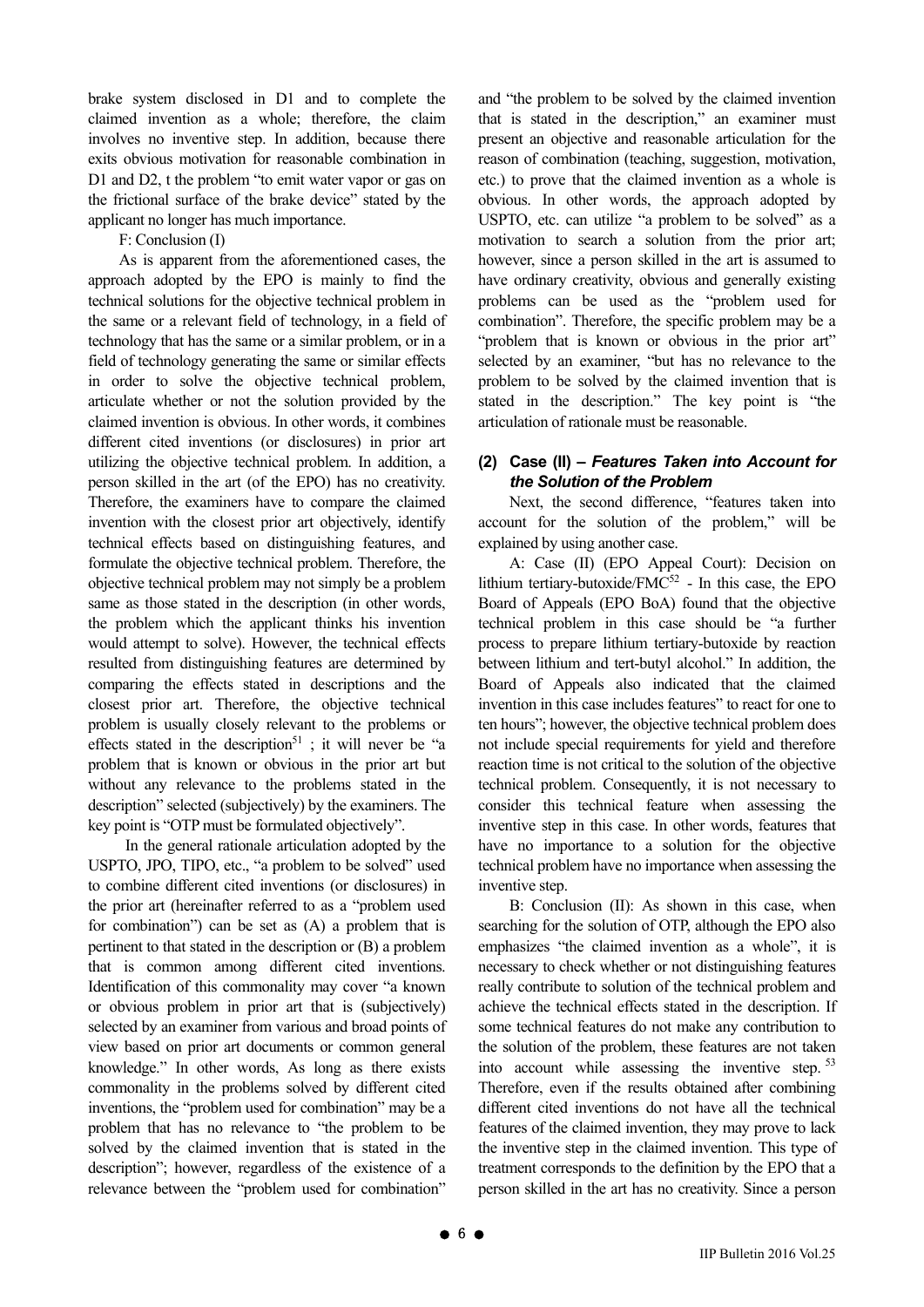brake system disclosed in D1 and to complete the claimed invention as a whole; therefore, the claim involves no inventive step. In addition, because there exits obvious motivation for reasonable combination in D1 and D2, t the problem "to emit water vapor or gas on the frictional surface of the brake device" stated by the applicant no longer has much importance.

F: Conclusion (I)

As is apparent from the aforementioned cases, the approach adopted by the EPO is mainly to find the technical solutions for the objective technical problem in the same or a relevant field of technology, in a field of technology that has the same or a similar problem, or in a field of technology generating the same or similar effects in order to solve the objective technical problem, articulate whether or not the solution provided by the claimed invention is obvious. In other words, it combines different cited inventions (or disclosures) in prior art utilizing the objective technical problem. In addition, a person skilled in the art (of the EPO) has no creativity. Therefore, the examiners have to compare the claimed invention with the closest prior art objectively, identify technical effects based on distinguishing features, and formulate the objective technical problem. Therefore, the objective technical problem may not simply be a problem same as those stated in the description (in other words, the problem which the applicant thinks his invention would attempt to solve). However, the technical effects resulted from distinguishing features are determined by comparing the effects stated in descriptions and the closest prior art. Therefore, the objective technical problem is usually closely relevant to the problems or effects stated in the description[51] ; it will never be "a problem that is known or obvious in the prior art but without any relevance to the problems stated in the description" selected (subjectively) by the examiners. The key point is "OTP must be formulated objectively".

In the general rationale articulation adopted by the USPTO, JPO, TIPO, etc., "a problem to be solved" used to combine different cited inventions (or disclosures) in the prior art (hereinafter referred to as a "problem used for combination") can be set as (A) a problem that is pertinent to that stated in the description or (B) a problem that is common among different cited inventions. Identification of this commonality may cover "a known or obvious problem in prior art that is (subjectively) selected by an examiner from various and broad points of view based on prior art documents or common general knowledge." In other words, As long as there exists commonality in the problems solved by different cited inventions, the "problem used for combination" may be a problem that has no relevance to "the problem to be solved by the claimed invention that is stated in the description"; however, regardless of the existence of a relevance between the "problem used for combination" and "the problem to be solved by the claimed invention that is stated in the description," an examiner must present an objective and reasonable articulation for the reason of combination (teaching, suggestion, motivation, etc.) to prove that the claimed invention as a whole is obvious. In other words, the approach adopted by USPTO, etc. can utilize "a problem to be solved" as a motivation to search a solution from the prior art; however, since a person skilled in the art is assumed to have ordinary creativity, obvious and generally existing problems can be used as the "problem used for combination". Therefore, the specific problem may be a "problem that is known or obvious in the prior art" selected by an examiner, "but has no relevance to the problem to be solved by the claimed invention that is stated in the description." The key point is "the articulation of rationale must be reasonable.

### (2) Case (II) – *Features Taken into Account for the Solution of the Problem*

Next, the second difference, "features taken into account for the solution of the problem," will be explained by using another case.

A: Case (II) (EPO Appeal Court): Decision on lithium tertiary-butoxide/FMC[52] - In this case, the EPO Board of Appeals (EPO BoA) found that the objective technical problem in this case should be "a further process to prepare lithium tertiary-butoxide by reaction between lithium and tert-butyl alcohol." In addition, the Board of Appeals also indicated that the claimed invention in this case includes features" to react for one to ten hours"; however, the objective technical problem does not include special requirements for yield and therefore reaction time is not critical to the solution of the objective technical problem. Consequently, it is not necessary to consider this technical feature when assessing the inventive step in this case. In other words, features that have no importance to a solution for the objective technical problem have no importance when assessing the inventive step.

B: Conclusion (II): As shown in this case, when searching for the solution of OTP, although the EPO also emphasizes "the claimed invention as a whole", it is necessary to check whether or not distinguishing features really contribute to solution of the technical problem and achieve the technical effects stated in the description. If some technical features do not make any contribution to the solution of the problem, these features are not taken into account while assessing the inventive step.[53] Therefore, even if the results obtained after combining different cited inventions do not have all the technical features of the claimed invention, they may prove to lack the inventive step in the claimed invention. This type of treatment corresponds to the definition by the EPO that a person skilled in the art has no creativity. Since a person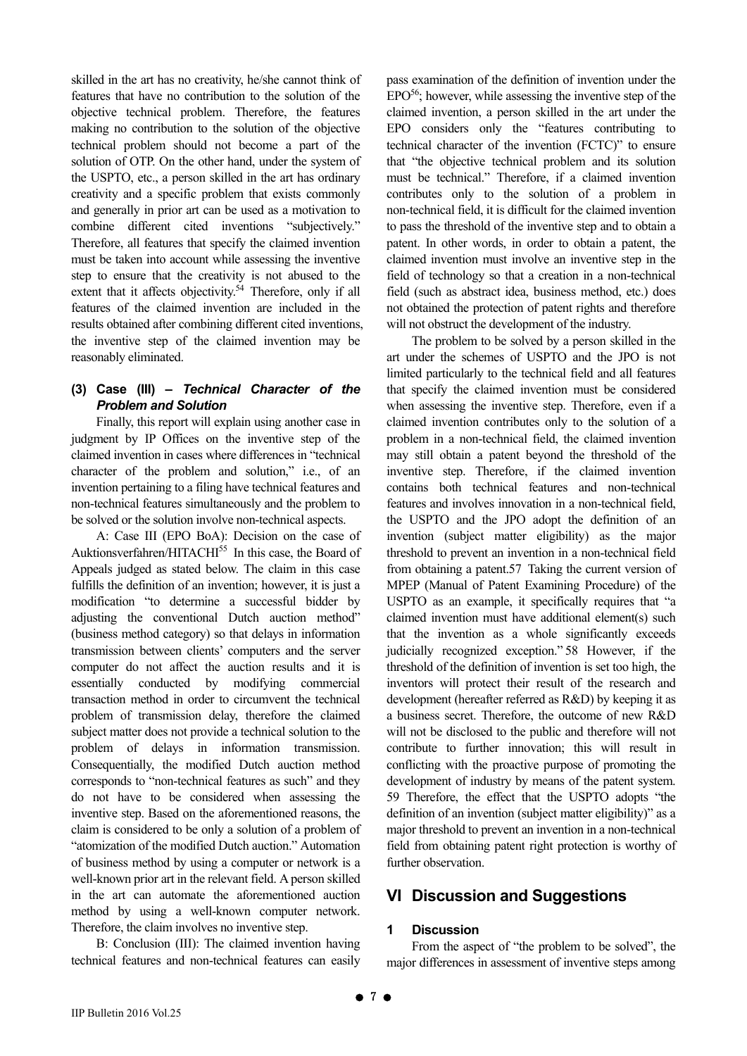skilled in the art has no creativity, he/she cannot think of features that have no contribution to the solution of the objective technical problem. Therefore, the features making no contribution to the solution of the objective technical problem should not become a part of the solution of OTP. On the other hand, under the system of the USPTO, etc., a person skilled in the art has ordinary creativity and a specific problem that exists commonly and generally in prior art can be used as a motivation to combine different cited inventions "subjectively." Therefore, all features that specify the claimed invention must be taken into account while assessing the inventive step to ensure that the creativity is not abused to the extent that it affects objectivity.[54] Therefore, only if all features of the claimed invention are included in the results obtained after combining different cited inventions, the inventive step of the claimed invention may be reasonably eliminated.

### (3) Case (III) – *Technical Character of the Problem and Solution*

Finally, this report will explain using another case in judgment by IP Offices on the inventive step of the claimed invention in cases where differences in "technical character of the problem and solution," i.e., of an invention pertaining to a filing have technical features and non-technical features simultaneously and the problem to be solved or the solution involve non-technical aspects.

A: Case III (EPO BoA): Decision on the case of Auktionsverfahren/HITACHI[55] In this case, the Board of Appeals judged as stated below. The claim in this case fulfills the definition of an invention; however, it is just a modification "to determine a successful bidder by adjusting the conventional Dutch auction method" (business method category) so that delays in information transmission between clients' computers and the server computer do not affect the auction results and it is essentially conducted by modifying commercial transaction method in order to circumvent the technical problem of transmission delay, therefore the claimed subject matter does not provide a technical solution to the problem of delays in information transmission. Consequentially, the modified Dutch auction method corresponds to "non-technical features as such" and they do not have to be considered when assessing the inventive step. Based on the aforementioned reasons, the claim is considered to be only a solution of a problem of "atomization of the modified Dutch auction." Automation of business method by using a computer or network is a well-known prior art in the relevant field. A person skilled in the art can automate the aforementioned auction method by using a well-known computer network. Therefore, the claim involves no inventive step.

B: Conclusion (III): The claimed invention having technical features and non-technical features can easily pass examination of the definition of invention under the EPO[56]; however, while assessing the inventive step of the claimed invention, a person skilled in the art under the EPO considers only the "features contributing to technical character of the invention (FCTC)" to ensure that "the objective technical problem and its solution must be technical." Therefore, if a claimed invention contributes only to the solution of a problem in non-technical field, it is difficult for the claimed invention to pass the threshold of the inventive step and to obtain a patent. In other words, in order to obtain a patent, the claimed invention must involve an inventive step in the field of technology so that a creation in a non-technical field (such as abstract idea, business method, etc.) does not obtained the protection of patent rights and therefore will not obstruct the development of the industry.

The problem to be solved by a person skilled in the art under the schemes of USPTO and the JPO is not limited particularly to the technical field and all features that specify the claimed invention must be considered when assessing the inventive step. Therefore, even if a claimed invention contributes only to the solution of a problem in a non-technical field, the claimed invention may still obtain a patent beyond the threshold of the inventive step. Therefore, if the claimed invention contains both technical features and non-technical features and involves innovation in a non-technical field, the USPTO and the JPO adopt the definition of an invention (subject matter eligibility) as the major threshold to prevent an invention in a non-technical field from obtaining a patent.57 Taking the current version of MPEP (Manual of Patent Examining Procedure) of the USPTO as an example, it specifically requires that "a claimed invention must have additional element(s) such that the invention as a whole significantly exceeds judicially recognized exception." 58 However, if the threshold of the definition of invention is set too high, the inventors will protect their result of the research and development (hereafter referred as R&D) by keeping it as a business secret. Therefore, the outcome of new R&D will not be disclosed to the public and therefore will not contribute to further innovation; this will result in conflicting with the proactive purpose of promoting the development of industry by means of the patent system. 59 Therefore, the effect that the USPTO adopts "the definition of an invention (subject matter eligibility)" as a major threshold to prevent an invention in a non-technical field from obtaining patent right protection is worthy of further observation.

## VI Discussion and Suggestions

### 1 Discussion

From the aspect of "the problem to be solved", the major differences in assessment of inventive steps among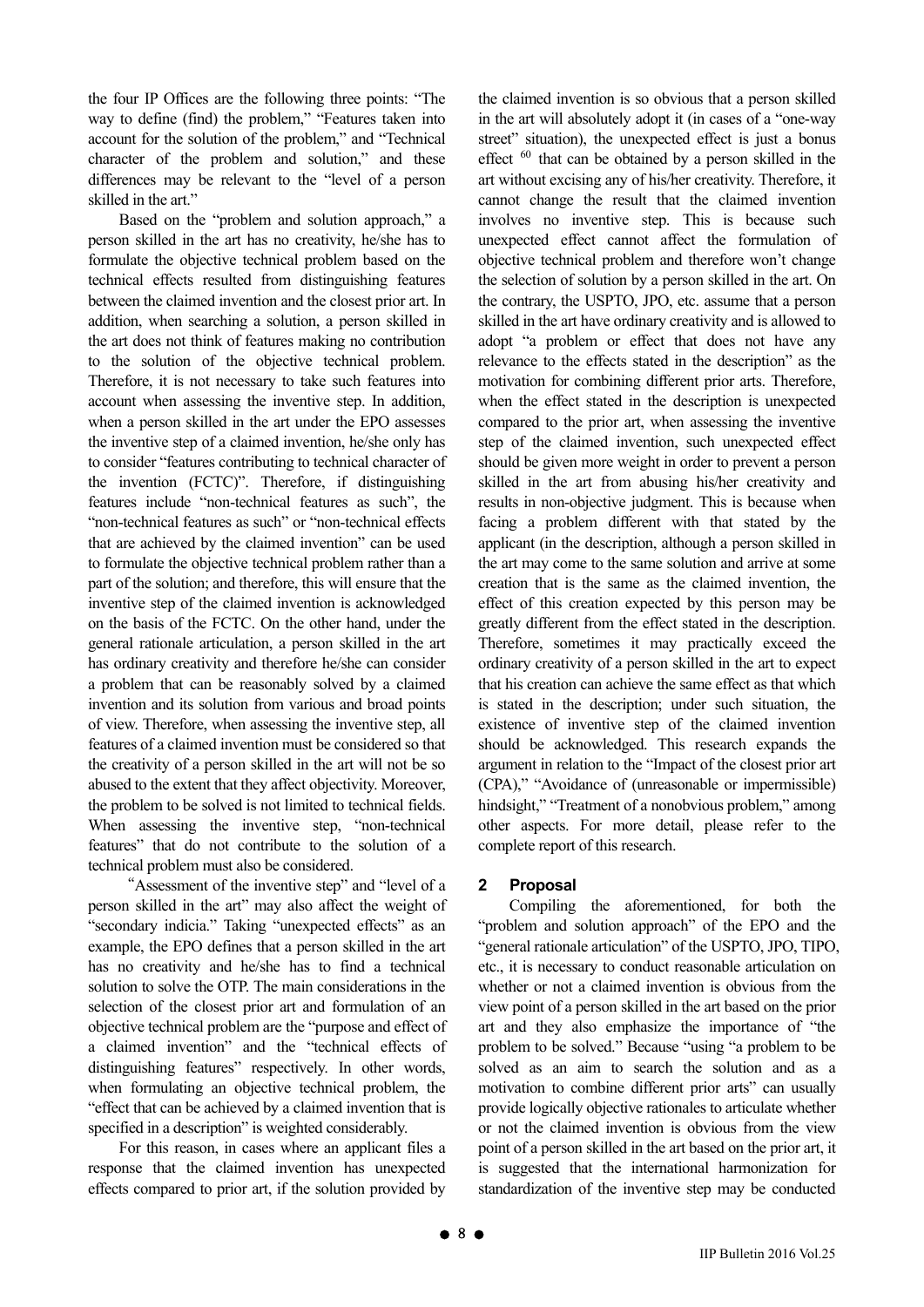the four IP Offices are the following three points: "The way to define (find) the problem," "Features taken into account for the solution of the problem," and "Technical character of the problem and solution," and these differences may be relevant to the "level of a person skilled in the art."

Based on the "problem and solution approach," a person skilled in the art has no creativity, he/she has to formulate the objective technical problem based on the technical effects resulted from distinguishing features between the claimed invention and the closest prior art. In addition, when searching a solution, a person skilled in the art does not think of features making no contribution to the solution of the objective technical problem. Therefore, it is not necessary to take such features into account when assessing the inventive step. In addition, when a person skilled in the art under the EPO assesses the inventive step of a claimed invention, he/she only has to consider "features contributing to technical character of the invention (FCTC)". Therefore, if distinguishing features include "non-technical features as such", the "non-technical features as such" or "non-technical effects that are achieved by the claimed invention" can be used to formulate the objective technical problem rather than a part of the solution; and therefore, this will ensure that the inventive step of the claimed invention is acknowledged on the basis of the FCTC. On the other hand, under the general rationale articulation, a person skilled in the art has ordinary creativity and therefore he/she can consider a problem that can be reasonably solved by a claimed invention and its solution from various and broad points of view. Therefore, when assessing the inventive step, all features of a claimed invention must be considered so that the creativity of a person skilled in the art will not be so abused to the extent that they affect objectivity. Moreover, the problem to be solved is not limited to technical fields. When assessing the inventive step, "non-technical features" that do not contribute to the solution of a technical problem must also be considered.

"Assessment of the inventive step" and "level of a person skilled in the art" may also affect the weight of "secondary indicia." Taking "unexpected effects" as an example, the EPO defines that a person skilled in the art has no creativity and he/she has to find a technical solution to solve the OTP. The main considerations in the selection of the closest prior art and formulation of an objective technical problem are the "purpose and effect of a claimed invention" and the "technical effects of distinguishing features" respectively. In other words, when formulating an objective technical problem, the "effect that can be achieved by a claimed invention that is specified in a description" is weighted considerably.

For this reason, in cases where an applicant files a response that the claimed invention has unexpected effects compared to prior art, if the solution provided by the claimed invention is so obvious that a person skilled in the art will absolutely adopt it (in cases of a "one-way street" situation), the unexpected effect is just a bonus effect [60] that can be obtained by a person skilled in the art without excising any of his/her creativity. Therefore, it cannot change the result that the claimed invention involves no inventive step. This is because such unexpected effect cannot affect the formulation of objective technical problem and therefore won't change the selection of solution by a person skilled in the art. On the contrary, the USPTO, JPO, etc. assume that a person skilled in the art have ordinary creativity and is allowed to adopt "a problem or effect that does not have any relevance to the effects stated in the description" as the motivation for combining different prior arts. Therefore, when the effect stated in the description is unexpected compared to the prior art, when assessing the inventive step of the claimed invention, such unexpected effect should be given more weight in order to prevent a person skilled in the art from abusing his/her creativity and results in non-objective judgment. This is because when facing a problem different with that stated by the applicant (in the description, although a person skilled in the art may come to the same solution and arrive at some creation that is the same as the claimed invention, the effect of this creation expected by this person may be greatly different from the effect stated in the description. Therefore, sometimes it may practically exceed the ordinary creativity of a person skilled in the art to expect that his creation can achieve the same effect as that which is stated in the description; under such situation, the existence of inventive step of the claimed invention should be acknowledged. This research expands the argument in relation to the "Impact of the closest prior art (CPA)," "Avoidance of (unreasonable or impermissible) hindsight," "Treatment of a nonobvious problem," among other aspects. For more detail, please refer to the complete report of this research.

## 2 Proposal

Compiling the aforementioned, for both the "problem and solution approach" of the EPO and the "general rationale articulation" of the USPTO, JPO, TIPO, etc., it is necessary to conduct reasonable articulation on whether or not a claimed invention is obvious from the view point of a person skilled in the art based on the prior art and they also emphasize the importance of "the problem to be solved." Because "using "a problem to be solved as an aim to search the solution and as a motivation to combine different prior arts" can usually provide logically objective rationales to articulate whether or not the claimed invention is obvious from the view point of a person skilled in the art based on the prior art, it is suggested that the international harmonization for standardization of the inventive step may be conducted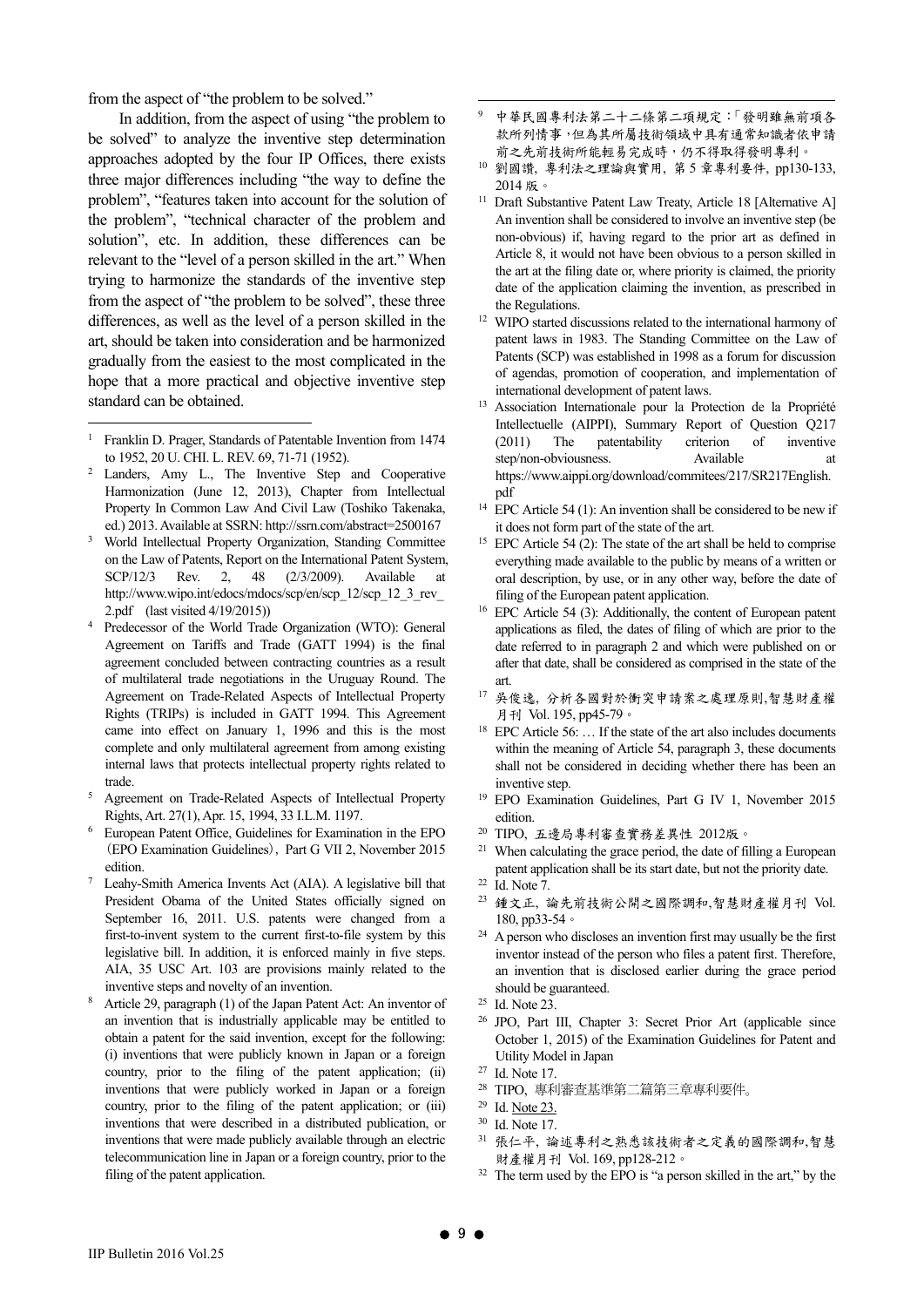from the aspect of "the problem to be solved."

In addition, from the aspect of using "the problem to be solved" to analyze the inventive step determination approaches adopted by the four IP Offices, there exists three major differences including "the way to define the problem", "features taken into account for the solution of the problem", "technical character of the problem and solution", etc. In addition, these differences can be relevant to the "level of a person skilled in the art." When trying to harmonize the standards of the inventive step from the aspect of "the problem to be solved", these three differences, as well as the level of a person skilled in the art, should be taken into consideration and be harmonized gradually from the easiest to the most complicated in the hope that a more practical and objective inventive step standard can be obtained.

---

1. Franklin D. Prager, Standards of Patentable Invention from 1474 to 1952, 20 U. CHI. L. REV. 69, 71-71 (1952).
2. Landers, Amy L., The Inventive Step and Cooperative Harmonization (June 12, 2013), Chapter from Intellectual Property In Common Law And Civil Law (Toshiko Takenaka, ed.) 2013. Available at SSRN: http://ssrn.com/abstract=2500167
3. World Intellectual Property Organization, Standing Committee on the Law of Patents, Report on the International Patent System, SCP/12/3 Rev. 2, 48 (2/3/2009). Available at http://www.wipo.int/edocs/mdocs/scp/en/scp_12/scp_12_3_rev_2.pdf (last visited 4/19/2015))
4. Predecessor of the World Trade Organization (WTO): General Agreement on Tariffs and Trade (GATT 1994) is the final agreement concluded between contracting countries as a result of multilateral trade negotiations in the Uruguay Round. The Agreement on Trade-Related Aspects of Intellectual Property Rights (TRIPs) is included in GATT 1994. This Agreement came into effect on January 1, 1996 and this is the most complete and only multilateral agreement from among existing internal laws that protects intellectual property rights related to trade.
5. Agreement on Trade-Related Aspects of Intellectual Property Rights, Art. 27(1), Apr. 15, 1994, 33 I.L.M. 1197.
6. European Patent Office, Guidelines for Examination in the EPO (EPO Examination Guidelines), Part G VII 2, November 2015 edition.
7. Leahy-Smith America Invents Act (AIA). A legislative bill that President Obama of the United States officially signed on September 16, 2011. U.S. patents were changed from a first-to-invent system to the current first-to-file system by this legislative bill. In addition, it is enforced mainly in five steps. AIA, 35 USC Art. 103 are provisions mainly related to the inventive steps and novelty of an invention.
8. Article 29, paragraph (1) of the Japan Patent Act: An inventor of an invention that is industrially applicable may be entitled to obtain a patent for the said invention, except for the following: (i) inventions that were publicly known in Japan or a foreign country, prior to the filing of the patent application; (ii) inventions that were publicly worked in Japan or a foreign country, prior to the filing of the patent application; or (iii) inventions that were described in a distributed publication, or inventions that were made publicly available through an electric telecommunication line in Japan or a foreign country, prior to the filing of the patent application.
9. 中華民國專利法第二十二條第二項規定：「發明雖無前項各款所列情事，但為其所屬技術領域中具有通常知識者依申請前之先前技術所能輕易完成時，仍不得取得發明專利。
10. 劉國讚, 專利法之理論與實用, 第 5 章專利要件, pp130-133, 2014 版。
11. Draft Substantive Patent Law Treaty, Article 18 [Alternative A] An invention shall be considered to involve an inventive step (be non-obvious) if, having regard to the prior art as defined in Article 8, it would not have been obvious to a person skilled in the art at the filing date or, where priority is claimed, the priority date of the application claiming the invention, as prescribed in the Regulations.
12. WIPO started discussions related to the international harmony of patent laws in 1983. The Standing Committee on the Law of Patents (SCP) was established in 1998 as a forum for discussion of agendas, promotion of cooperation, and implementation of international development of patent laws.
13. Association Internationale pour la Protection de la Propriété Intellectuelle (AIPPI), Summary Report of Question Q217 (2011) The patentability criterion of inventive step/non-obviousness. Available at https://www.aippi.org/download/commitees/217/SR217English.pdf
14. EPC Article 54 (1): An invention shall be considered to be new if it does not form part of the state of the art.
15. EPC Article 54 (2): The state of the art shall be held to comprise everything made available to the public by means of a written or oral description, by use, or in any other way, before the date of filing of the European patent application.
16. EPC Article 54 (3): Additionally, the content of European patent applications as filed, the dates of filing of which are prior to the date referred to in paragraph 2 and which were published on or after that date, shall be considered as comprised in the state of the art.
17. 吳俊逸, 分析各國對於衝突申請案之處理原則,智慧財產權月刊 Vol. 195, pp45-79。
18. EPC Article 56: … If the state of the art also includes documents within the meaning of Article 54, paragraph 3, these documents shall not be considered in deciding whether there has been an inventive step.
19. EPO Examination Guidelines, Part G IV 1, November 2015 edition.
20. TIPO, 五邊局專利審查實務差異性 2012版。
21. When calculating the grace period, the date of filling a European patent application shall be its start date, but not the priority date.
22. Id. Note 7.
23. 鍾文正, 論先前技術公開之國際調和,智慧財產權月刊 Vol. 180, pp33-54。
24. A person who discloses an invention first may usually be the first inventor instead of the person who files a patent first. Therefore, an invention that is disclosed earlier during the grace period should be guaranteed.
25. Id. Note 23.
26. JPO, Part III, Chapter 3: Secret Prior Art (applicable since October 1, 2015) of the Examination Guidelines for Patent and Utility Model in Japan
27. Id. Note 17.
28. TIPO, 專利審查基準第二篇第三章專利要件。
29. Id. Note 23.
30. Id. Note 17.
31. 張仁平, 論述專利之熟悉該技術者之定義的國際調和,智慧財產權月刊 Vol. 169, pp128-212。
32. The term used by the EPO is "a person skilled in the art," by the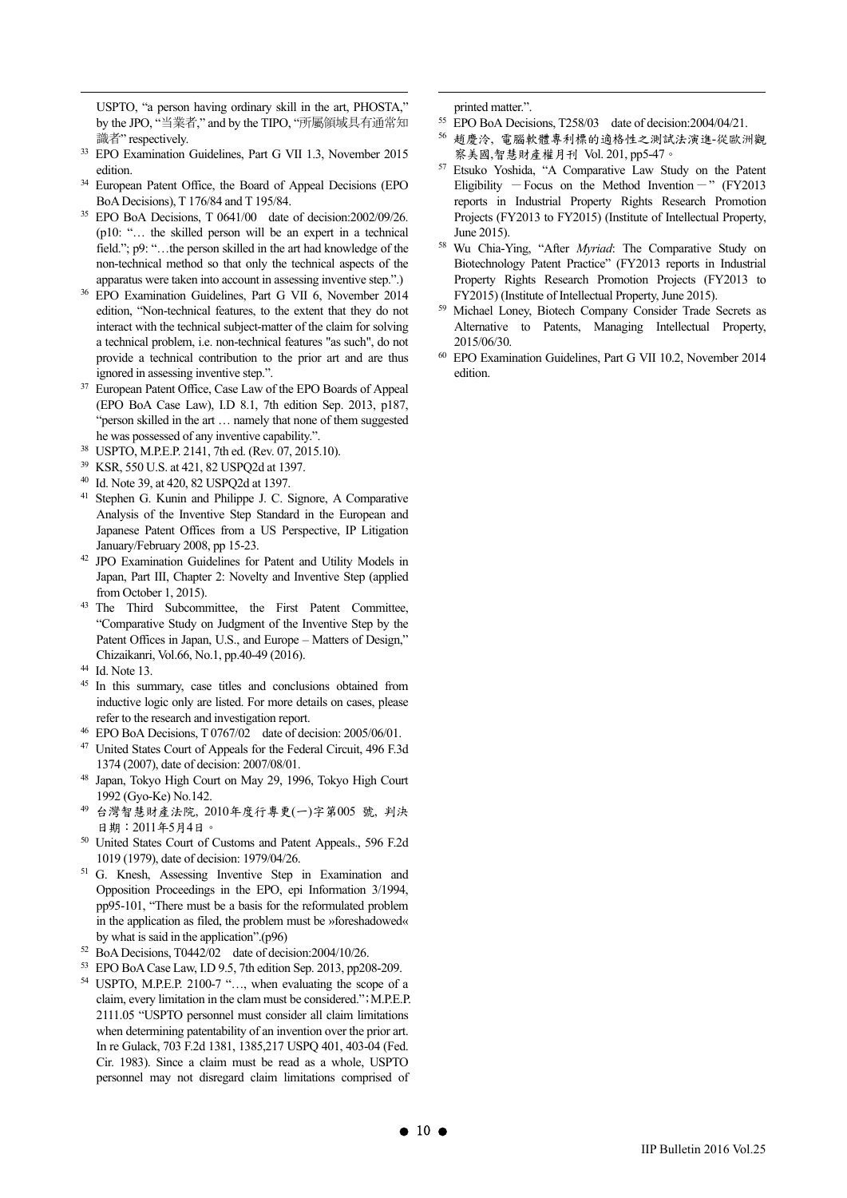USPTO, "a person having ordinary skill in the art, PHOSTA," by the JPO, "当業者," and by the TIPO, "所屬領域具有通常知識者" respectively.

[33] EPO Examination Guidelines, Part G VII 1.3, November 2015 edition.

[34] European Patent Office, the Board of Appeal Decisions (EPO BoA Decisions), T 176/84 and T 195/84.

[35] EPO BoA Decisions, T 0641/00 date of decision:2002/09/26. (p10: "… the skilled person will be an expert in a technical field."; p9: "…the person skilled in the art had knowledge of the non-technical method so that only the technical aspects of the apparatus were taken into account in assessing inventive step.".)

[36] EPO Examination Guidelines, Part G VII 6, November 2014 edition, "Non-technical features, to the extent that they do not interact with the technical subject-matter of the claim for solving a technical problem, i.e. non-technical features "as such", do not provide a technical contribution to the prior art and are thus ignored in assessing inventive step.".

[37] European Patent Office, Case Law of the EPO Boards of Appeal (EPO BoA Case Law), I.D 8.1, 7th edition Sep. 2013, p187, "person skilled in the art … namely that none of them suggested he was possessed of any inventive capability.".

[38] USPTO, M.P.E.P. 2141, 7th ed. (Rev. 07, 2015.10).

[39] KSR, 550 U.S. at 421, 82 USPQ2d at 1397.

[40] Id. Note 39, at 420, 82 USPQ2d at 1397.

[41] Stephen G. Kunin and Philippe J. C. Signore, A Comparative Analysis of the Inventive Step Standard in the European and Japanese Patent Offices from a US Perspective, IP Litigation January/February 2008, pp 15-23.

[42] JPO Examination Guidelines for Patent and Utility Models in Japan, Part III, Chapter 2: Novelty and Inventive Step (applied from October 1, 2015).

[43] The Third Subcommittee, the First Patent Committee, "Comparative Study on Judgment of the Inventive Step by the Patent Offices in Japan, U.S., and Europe – Matters of Design," Chizaikanri, Vol.66, No.1, pp.40-49 (2016).

[44] Id. Note 13.

[45] In this summary, case titles and conclusions obtained from inductive logic only are listed. For more details on cases, please refer to the research and investigation report.

[46] EPO BoA Decisions, T 0767/02 date of decision: 2005/06/01.

[47] United States Court of Appeals for the Federal Circuit, 496 F.3d 1374 (2007), date of decision: 2007/08/01.

[48] Japan, Tokyo High Court on May 29, 1996, Tokyo High Court 1992 (Gyo-Ke) No.142.

[49] 台灣智慧財產法院, 2010年度行專更(一)字第005 號, 判決日期：2011年5月4日。

[50] United States Court of Customs and Patent Appeals., 596 F.2d 1019 (1979), date of decision: 1979/04/26.

[51] G. Knesh, Assessing Inventive Step in Examination and Opposition Proceedings in the EPO, epi Information 3/1994, pp95-101, "There must be a basis for the reformulated problem in the application as filed, the problem must be »foreshadowed« by what is said in the application".(p96)

[52] BoA Decisions, T0442/02 date of decision:2004/10/26.

[53] EPO BoA Case Law, I.D 9.5, 7th edition Sep. 2013, pp208-209.

[54] USPTO, M.P.E.P. 2100-7 "…, when evaluating the scope of a claim, every limitation in the clam must be considered."；M.P.E.P. 2111.05 "USPTO personnel must consider all claim limitations when determining patentability of an invention over the prior art. In re Gulack, 703 F.2d 1381, 1385,217 USPQ 401, 403-04 (Fed. Cir. 1983). Since a claim must be read as a whole, USPTO personnel may not disregard claim limitations comprised of printed matter.".

[55] EPO BoA Decisions, T258/03 date of decision:2004/04/21.

[56] 趙慶泠, 電腦軟體專利標的適格性之測試法演進-從歐洲觀察美國,智慧財產權月刊 Vol. 201, pp5-47。

[57] Etsuko Yoshida, "A Comparative Law Study on the Patent Eligibility －Focus on the Method Invention－" (FY2013 reports in Industrial Property Rights Research Promotion Projects (FY2013 to FY2015) (Institute of Intellectual Property, June 2015).

[58] Wu Chia-Ying, "After *Myriad*: The Comparative Study on Biotechnology Patent Practice" (FY2013 reports in Industrial Property Rights Research Promotion Projects (FY2013 to FY2015) (Institute of Intellectual Property, June 2015).

[59] Michael Loney, Biotech Company Consider Trade Secrets as Alternative to Patents, Managing Intellectual Property, 2015/06/30.

[60] EPO Examination Guidelines, Part G VII 10.2, November 2014 edition.